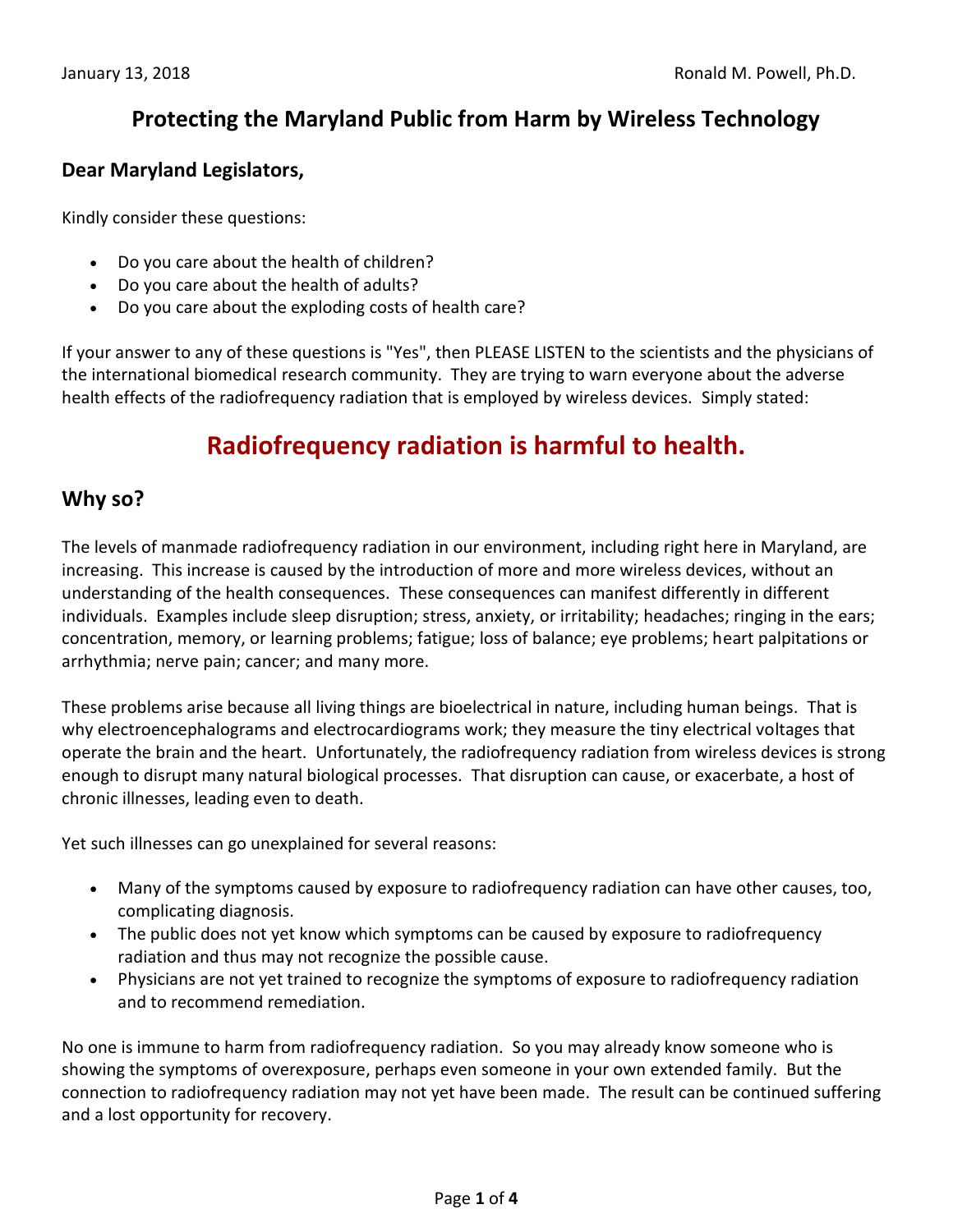January 13, 2018 Ronald M. Powell, Ph.D.

# Protecting the Maryland Public from Harm by Wireless Technology

### Dear Maryland Legislators,

Kindly consider these questions:

- Do you care about the health of children?
- Do you care about the health of adults?
- Do you care about the exploding costs of health care?

If your answer to any of these questions is "Yes", then PLEASE LISTEN to the scientists and the physicians of the international biomedical research community. They are trying to warn everyone about the adverse health effects of the radiofrequency radiation that is employed by wireless devices. Simply stated:

## Radiofrequency radiation is harmful to health.

## Why so?

The levels of manmade radiofrequency radiation in our environment, including right here in Maryland, are increasing. This increase is caused by the introduction of more and more wireless devices, without an understanding of the health consequences. These consequences can manifest differently in different individuals. Examples include sleep disruption; stress, anxiety, or irritability; headaches; ringing in the ears; concentration, memory, or learning problems; fatigue; loss of balance; eye problems; heart palpitations or arrhythmia; nerve pain; cancer; and many more.

These problems arise because all living things are bioelectrical in nature, including human beings. That is why electroencephalograms and electrocardiograms work; they measure the tiny electrical voltages that operate the brain and the heart. Unfortunately, the radiofrequency radiation from wireless devices is strong enough to disrupt many natural biological processes. That disruption can cause, or exacerbate, a host of chronic illnesses, leading even to death.

Yet such illnesses can go unexplained for several reasons:

- Many of the symptoms caused by exposure to radiofrequency radiation can have other causes, too, complicating diagnosis.
- The public does not yet know which symptoms can be caused by exposure to radiofrequency radiation and thus may not recognize the possible cause.
- Physicians are not yet trained to recognize the symptoms of exposure to radiofrequency radiation and to recommend remediation.

No one is immune to harm from radiofrequency radiation. So you may already know someone who is showing the symptoms of overexposure, perhaps even someone in your own extended family. But the connection to radiofrequency radiation may not yet have been made. The result can be continued suffering and a lost opportunity for recovery.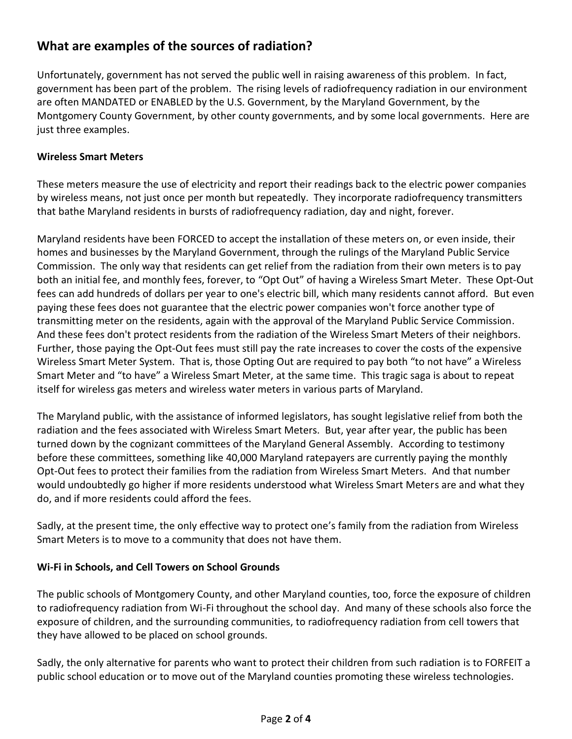## What are examples of the sources of radiation?

Unfortunately, government has not served the public well in raising awareness of this problem. In fact, government has been part of the problem. The rising levels of radiofrequency radiation in our environment are often MANDATED or ENABLED by the U.S. Government, by the Maryland Government, by the Montgomery County Government, by other county governments, and by some local governments. Here are just three examples.

**Wireless Smart Meters**

These meters measure the use of electricity and report their readings back to the electric power companies by wireless means, not just once per month but repeatedly. They incorporate radiofrequency transmitters that bathe Maryland residents in bursts of radiofrequency radiation, day and night, forever.

Maryland residents have been FORCED to accept the installation of these meters on, or even inside, their homes and businesses by the Maryland Government, through the rulings of the Maryland Public Service Commission. The only way that residents can get relief from the radiation from their own meters is to pay both an initial fee, and monthly fees, forever, to "Opt Out" of having a Wireless Smart Meter. These Opt-Out fees can add hundreds of dollars per year to one's electric bill, which many residents cannot afford. But even paying these fees does not guarantee that the electric power companies won't force another type of transmitting meter on the residents, again with the approval of the Maryland Public Service Commission. And these fees don't protect residents from the radiation of the Wireless Smart Meters of their neighbors. Further, those paying the Opt-Out fees must still pay the rate increases to cover the costs of the expensive Wireless Smart Meter System. That is, those Opting Out are required to pay both "to not have" a Wireless Smart Meter and "to have" a Wireless Smart Meter, at the same time. This tragic saga is about to repeat itself for wireless gas meters and wireless water meters in various parts of Maryland.

The Maryland public, with the assistance of informed legislators, has sought legislative relief from both the radiation and the fees associated with Wireless Smart Meters. But, year after year, the public has been turned down by the cognizant committees of the Maryland General Assembly. According to testimony before these committees, something like 40,000 Maryland ratepayers are currently paying the monthly Opt-Out fees to protect their families from the radiation from Wireless Smart Meters. And that number would undoubtedly go higher if more residents understood what Wireless Smart Meters are and what they do, and if more residents could afford the fees.

Sadly, at the present time, the only effective way to protect one's family from the radiation from Wireless Smart Meters is to move to a community that does not have them.

**Wi-Fi in Schools, and Cell Towers on School Grounds**

The public schools of Montgomery County, and other Maryland counties, too, force the exposure of children to radiofrequency radiation from Wi-Fi throughout the school day. And many of these schools also force the exposure of children, and the surrounding communities, to radiofrequency radiation from cell towers that they have allowed to be placed on school grounds.

Sadly, the only alternative for parents who want to protect their children from such radiation is to FORFEIT a public school education or to move out of the Maryland counties promoting these wireless technologies.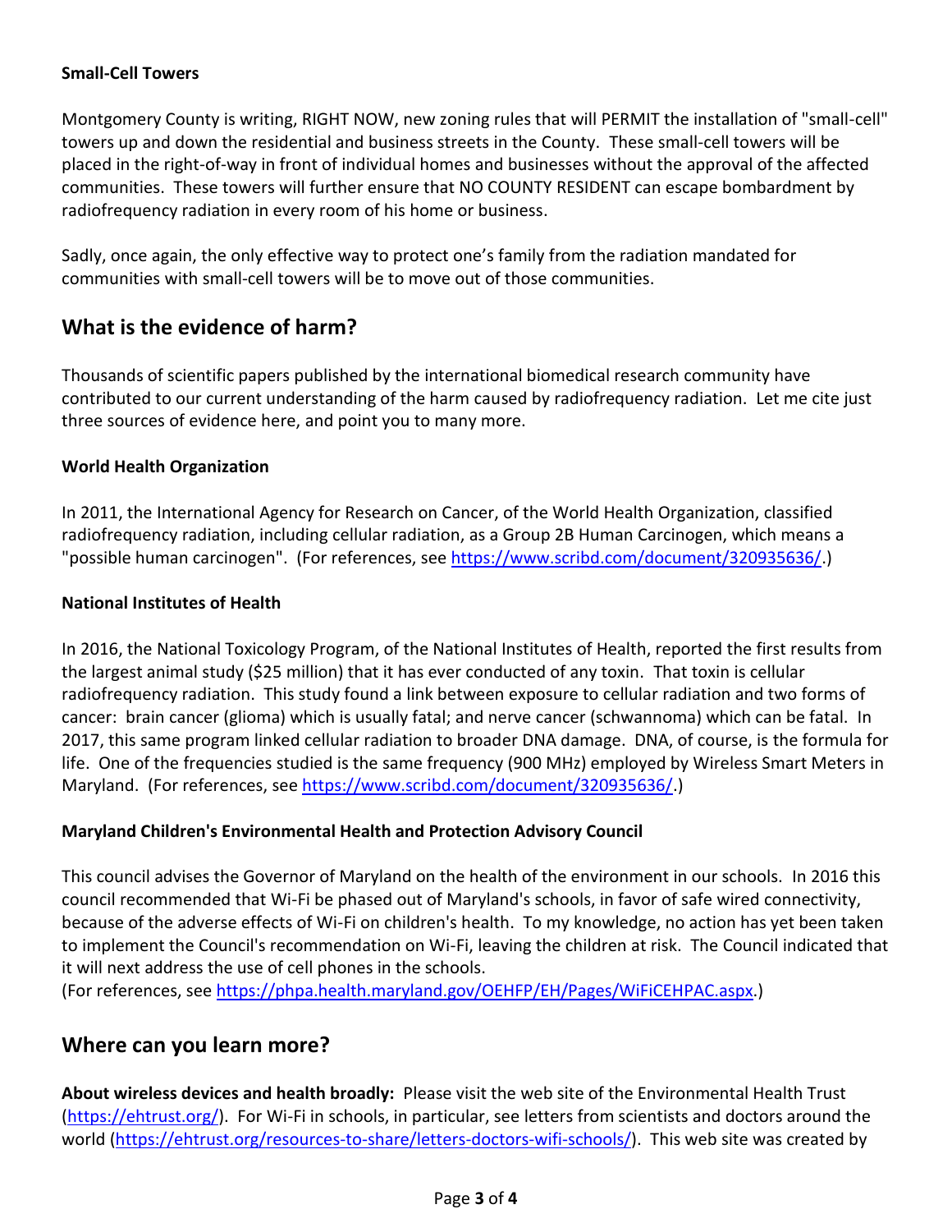**Small-Cell Towers**

Montgomery County is writing, RIGHT NOW, new zoning rules that will PERMIT the installation of "small-cell" towers up and down the residential and business streets in the County. These small-cell towers will be placed in the right-of-way in front of individual homes and businesses without the approval of the affected communities. These towers will further ensure that NO COUNTY RESIDENT can escape bombardment by radiofrequency radiation in every room of his home or business.

Sadly, once again, the only effective way to protect one's family from the radiation mandated for communities with small-cell towers will be to move out of those communities.

## What is the evidence of harm?

Thousands of scientific papers published by the international biomedical research community have contributed to our current understanding of the harm caused by radiofrequency radiation. Let me cite just three sources of evidence here, and point you to many more.

**World Health Organization**

In 2011, the International Agency for Research on Cancer, of the World Health Organization, classified radiofrequency radiation, including cellular radiation, as a Group 2B Human Carcinogen, which means a "possible human carcinogen". (For references, see https://www.scribd.com/document/320935636/.)

**National Institutes of Health**

In 2016, the National Toxicology Program, of the National Institutes of Health, reported the first results from the largest animal study ($25 million) that it has ever conducted of any toxin. That toxin is cellular radiofrequency radiation. This study found a link between exposure to cellular radiation and two forms of cancer: brain cancer (glioma) which is usually fatal; and nerve cancer (schwannoma) which can be fatal. In 2017, this same program linked cellular radiation to broader DNA damage. DNA, of course, is the formula for life. One of the frequencies studied is the same frequency (900 MHz) employed by Wireless Smart Meters in Maryland. (For references, see https://www.scribd.com/document/320935636/.)

**Maryland Children's Environmental Health and Protection Advisory Council**

This council advises the Governor of Maryland on the health of the environment in our schools. In 2016 this council recommended that Wi-Fi be phased out of Maryland's schools, in favor of safe wired connectivity, because of the adverse effects of Wi-Fi on children's health. To my knowledge, no action has yet been taken to implement the Council's recommendation on Wi-Fi, leaving the children at risk. The Council indicated that it will next address the use of cell phones in the schools.
(For references, see https://phpa.health.maryland.gov/OEHFP/EH/Pages/WiFiCEHPAC.aspx.)

## Where can you learn more?

**About wireless devices and health broadly:** Please visit the web site of the Environmental Health Trust (https://ehtrust.org/). For Wi-Fi in schools, in particular, see letters from scientists and doctors around the world (https://ehtrust.org/resources-to-share/letters-doctors-wifi-schools/). This web site was created by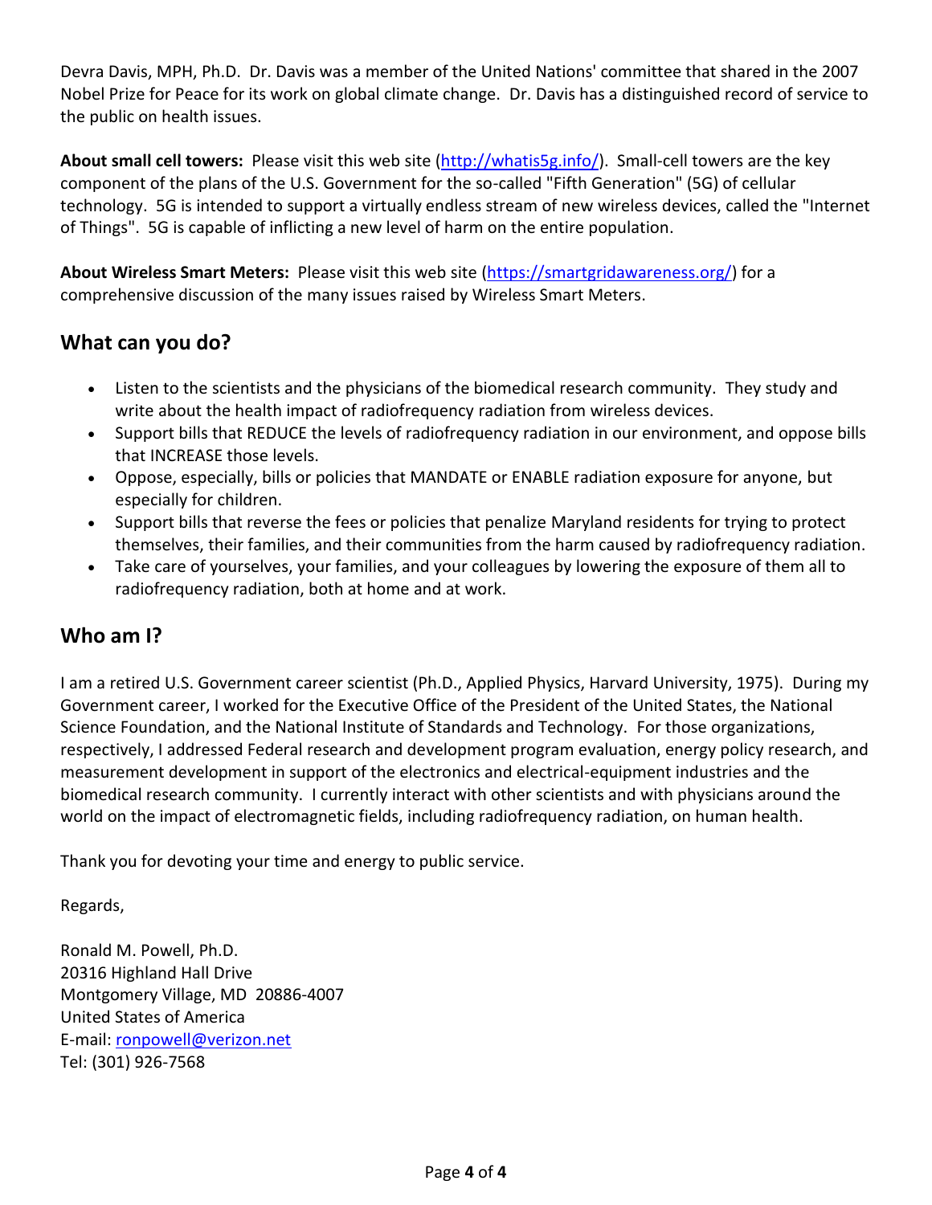Devra Davis, MPH, Ph.D. Dr. Davis was a member of the United Nations' committee that shared in the 2007 Nobel Prize for Peace for its work on global climate change. Dr. Davis has a distinguished record of service to the public on health issues.

**About small cell towers:** Please visit this web site (http://whatis5g.info/). Small-cell towers are the key component of the plans of the U.S. Government for the so-called "Fifth Generation" (5G) of cellular technology. 5G is intended to support a virtually endless stream of new wireless devices, called the "Internet of Things". 5G is capable of inflicting a new level of harm on the entire population.

**About Wireless Smart Meters:** Please visit this web site (https://smartgridawareness.org/) for a comprehensive discussion of the many issues raised by Wireless Smart Meters.

## What can you do?

- Listen to the scientists and the physicians of the biomedical research community. They study and write about the health impact of radiofrequency radiation from wireless devices.
- Support bills that REDUCE the levels of radiofrequency radiation in our environment, and oppose bills that INCREASE those levels.
- Oppose, especially, bills or policies that MANDATE or ENABLE radiation exposure for anyone, but especially for children.
- Support bills that reverse the fees or policies that penalize Maryland residents for trying to protect themselves, their families, and their communities from the harm caused by radiofrequency radiation.
- Take care of yourselves, your families, and your colleagues by lowering the exposure of them all to radiofrequency radiation, both at home and at work.

## Who am I?

I am a retired U.S. Government career scientist (Ph.D., Applied Physics, Harvard University, 1975). During my Government career, I worked for the Executive Office of the President of the United States, the National Science Foundation, and the National Institute of Standards and Technology. For those organizations, respectively, I addressed Federal research and development program evaluation, energy policy research, and measurement development in support of the electronics and electrical-equipment industries and the biomedical research community. I currently interact with other scientists and with physicians around the world on the impact of electromagnetic fields, including radiofrequency radiation, on human health.

Thank you for devoting your time and energy to public service.

Regards,

Ronald M. Powell, Ph.D.
20316 Highland Hall Drive
Montgomery Village, MD 20886-4007
United States of America
E-mail: ronpowell@verizon.net
Tel: (301) 926-7568